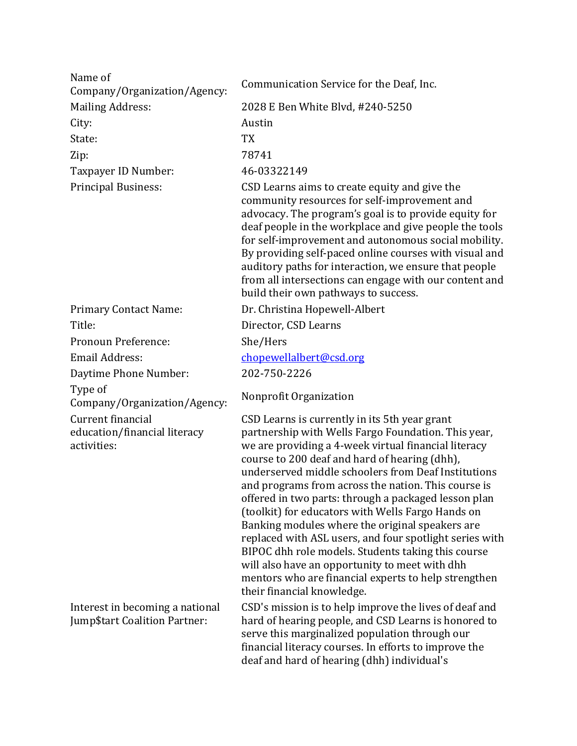| Field | Response |
| --- | --- |
| Name of Company/Organization/Agency: | Communication Service for the Deaf, Inc. |
| Mailing Address: | 2028 E Ben White Blvd, #240-5250 |
| City: | Austin |
| State: | TX |
| Zip: | 78741 |
| Taxpayer ID Number: | 46-03322149 |
| Principal Business: | CSD Learns aims to create equity and give the community resources for self-improvement and advocacy. The program's goal is to provide equity for deaf people in the workplace and give people the tools for self-improvement and autonomous social mobility. By providing self-paced online courses with visual and auditory paths for interaction, we ensure that people from all intersections can engage with our content and build their own pathways to success. |
| Primary Contact Name: | Dr. Christina Hopewell-Albert |
| Title: | Director, CSD Learns |
| Pronoun Preference: | She/Hers |
| Email Address: | chopewellalbert@csd.org |
| Daytime Phone Number: | 202-750-2226 |
| Type of Company/Organization/Agency: | Nonprofit Organization |
| Current financial education/financial literacy activities: | CSD Learns is currently in its 5th year grant partnership with Wells Fargo Foundation. This year, we are providing a 4-week virtual financial literacy course to 200 deaf and hard of hearing (dhh), underserved middle schoolers from Deaf Institutions and programs from across the nation. This course is offered in two parts: through a packaged lesson plan (toolkit) for educators with Wells Fargo Hands on Banking modules where the original speakers are replaced with ASL users, and four spotlight series with BIPOC dhh role models. Students taking this course will also have an opportunity to meet with dhh mentors who are financial experts to help strengthen their financial knowledge. |
| Interest in becoming a national Jump$tart Coalition Partner: | CSD's mission is to help improve the lives of deaf and hard of hearing people, and CSD Learns is honored to serve this marginalized population through our financial literacy courses. In efforts to improve the deaf and hard of hearing (dhh) individual's |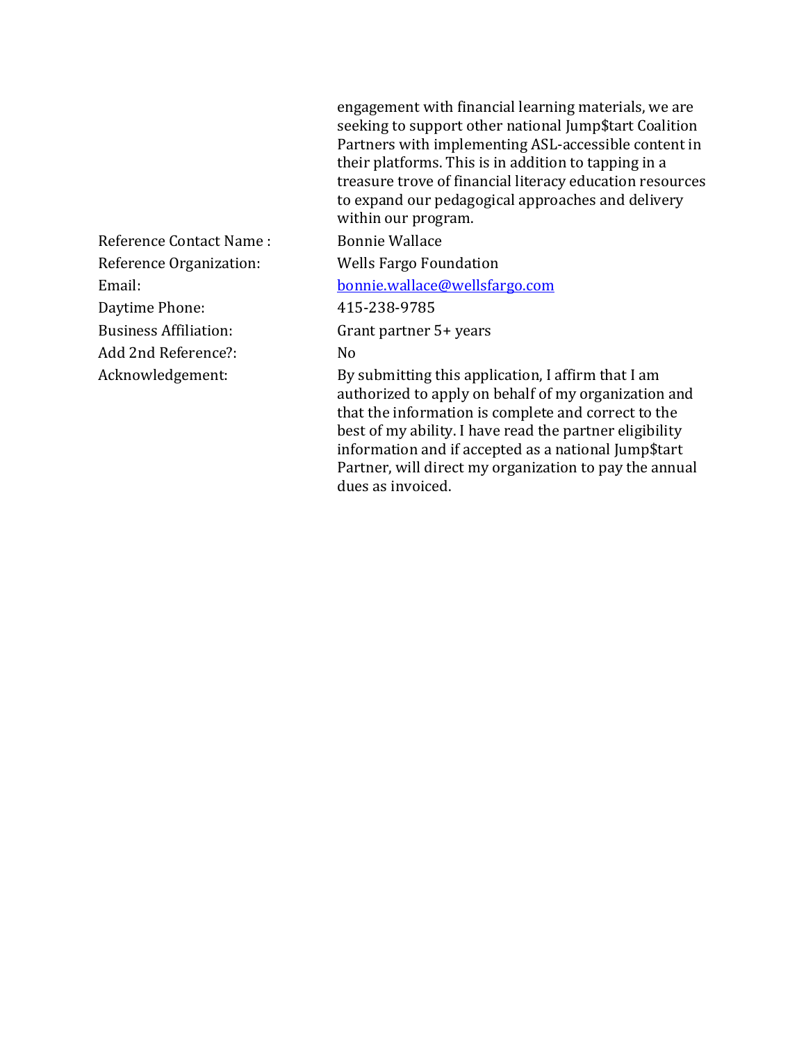engagement with financial learning materials, we are seeking to support other national Jump$tart Coalition Partners with implementing ASL-accessible content in their platforms. This is in addition to tapping in a treasure trove of financial literacy education resources to expand our pedagogical approaches and delivery within our program.

| | |
|---|---|
| Reference Contact Name : | Bonnie Wallace |
| Reference Organization: | Wells Fargo Foundation |
| Email: | bonnie.wallace@wellsfargo.com |
| Daytime Phone: | 415-238-9785 |
| Business Affiliation: | Grant partner 5+ years |
| Add 2nd Reference?: | No |
| Acknowledgement: | By submitting this application, I affirm that I am authorized to apply on behalf of my organization and that the information is complete and correct to the best of my ability. I have read the partner eligibility information and if accepted as a national Jump$tart Partner, will direct my organization to pay the annual dues as invoiced. |